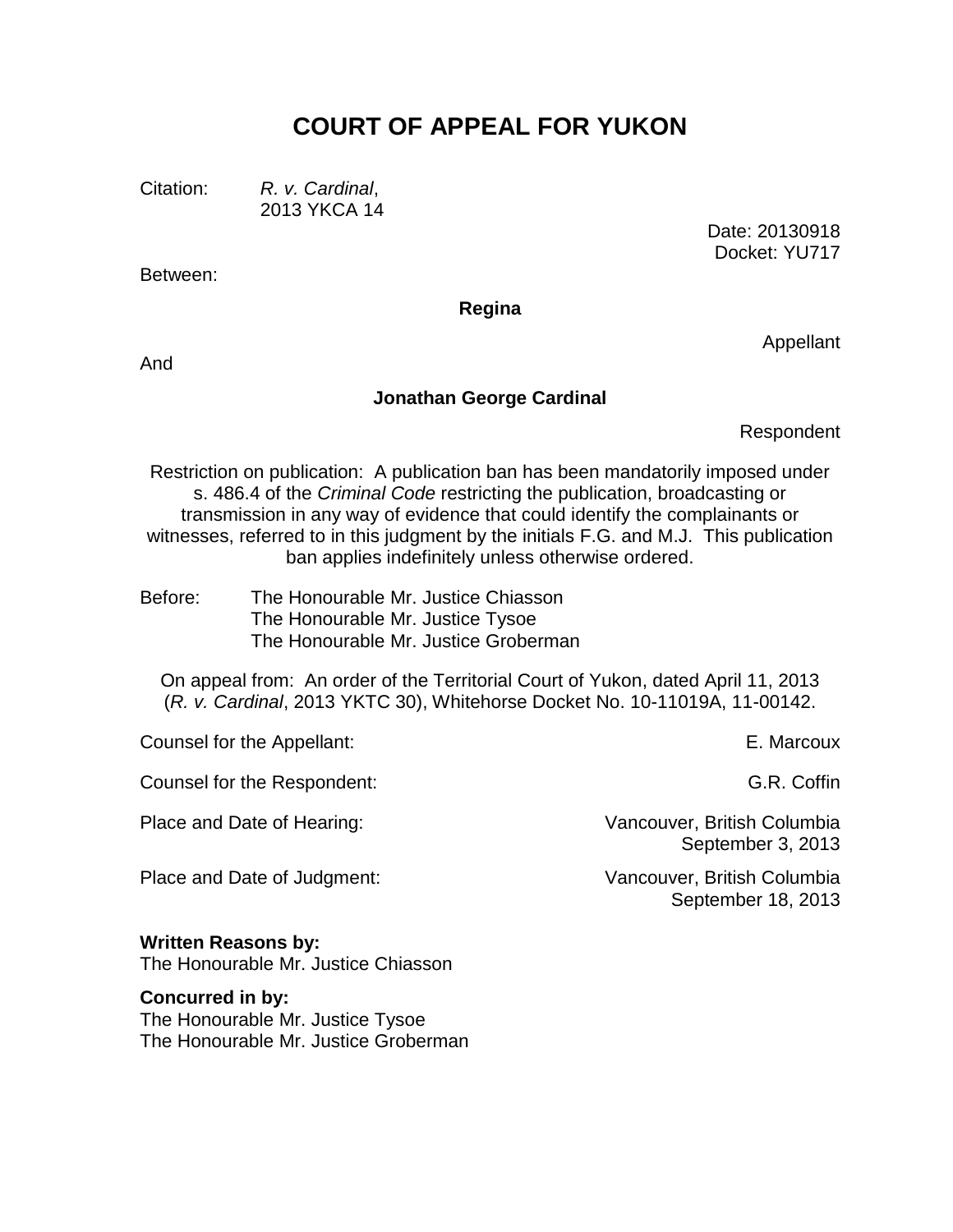# COURT OF APPEAL FOR YUKON

Citation: *R. v. Cardinal*,
2013 YKCA 14

Date: 20130918
Docket: YU717

Between:

**Regina**

Appellant

And

**Jonathan George Cardinal**

Respondent

Restriction on publication: A publication ban has been mandatorily imposed under s. 486.4 of the *Criminal Code* restricting the publication, broadcasting or transmission in any way of evidence that could identify the complainants or witnesses, referred to in this judgment by the initials F.G. and M.J. This publication ban applies indefinitely unless otherwise ordered.

Before: The Honourable Mr. Justice Chiasson
The Honourable Mr. Justice Tysoe
The Honourable Mr. Justice Groberman

On appeal from: An order of the Territorial Court of Yukon, dated April 11, 2013 (*R. v. Cardinal*, 2013 YKTC 30), Whitehorse Docket No. 10-11019A, 11-00142.

| | |
|---|---|
| Counsel for the Appellant: | E. Marcoux |
| Counsel for the Respondent: | G.R. Coffin |
| Place and Date of Hearing: | Vancouver, British Columbia<br>September 3, 2013 |
| Place and Date of Judgment: | Vancouver, British Columbia<br>September 18, 2013 |

**Written Reasons by:**
The Honourable Mr. Justice Chiasson

**Concurred in by:**
The Honourable Mr. Justice Tysoe
The Honourable Mr. Justice Groberman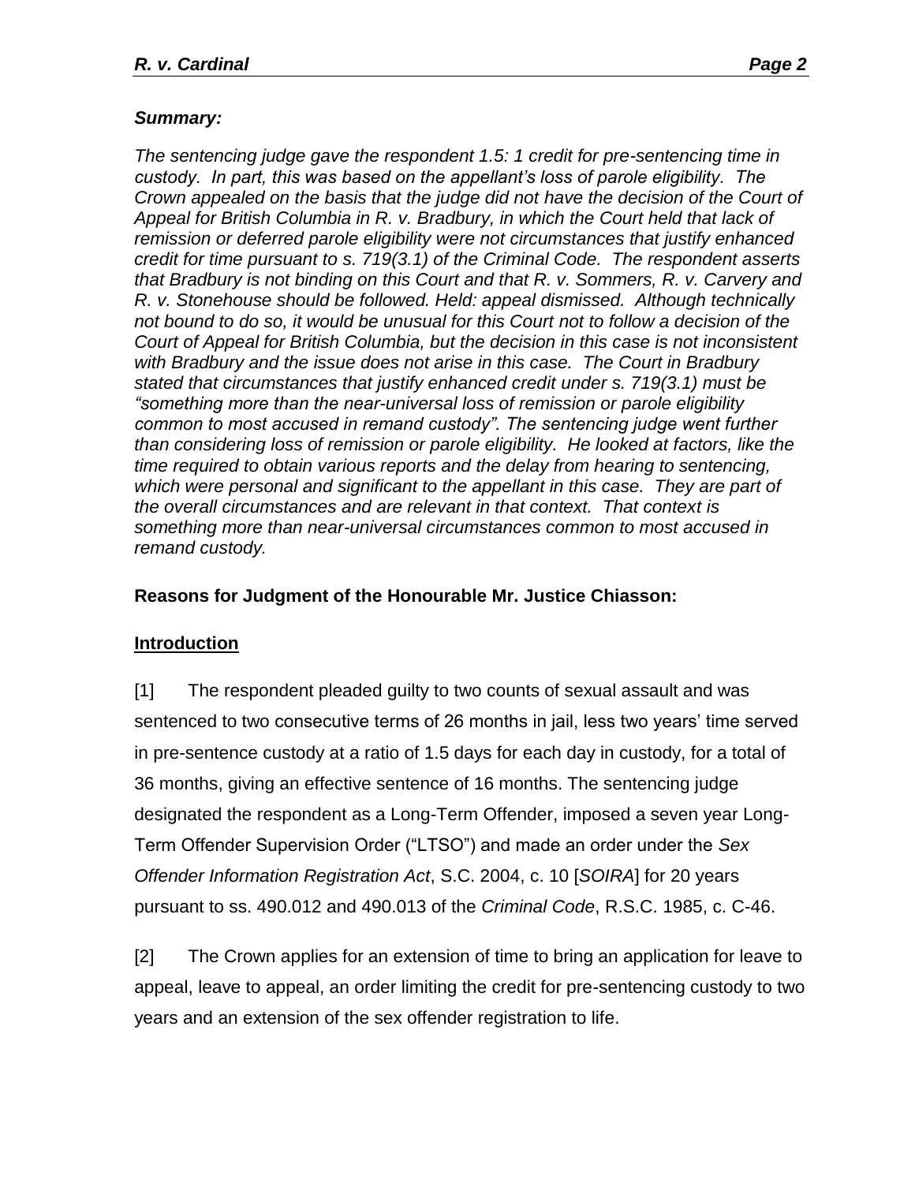*Summary:*

*The sentencing judge gave the respondent 1.5: 1 credit for pre-sentencing time in custody. In part, this was based on the appellant's loss of parole eligibility. The Crown appealed on the basis that the judge did not have the decision of the Court of Appeal for British Columbia in R. v. Bradbury, in which the Court held that lack of remission or deferred parole eligibility were not circumstances that justify enhanced credit for time pursuant to s. 719(3.1) of the Criminal Code. The respondent asserts that Bradbury is not binding on this Court and that R. v. Sommers, R. v. Carvery and R. v. Stonehouse should be followed. Held: appeal dismissed. Although technically not bound to do so, it would be unusual for this Court not to follow a decision of the Court of Appeal for British Columbia, but the decision in this case is not inconsistent with Bradbury and the issue does not arise in this case. The Court in Bradbury stated that circumstances that justify enhanced credit under s. 719(3.1) must be "something more than the near-universal loss of remission or parole eligibility common to most accused in remand custody". The sentencing judge went further than considering loss of remission or parole eligibility. He looked at factors, like the time required to obtain various reports and the delay from hearing to sentencing, which were personal and significant to the appellant in this case. They are part of the overall circumstances and are relevant in that context. That context is something more than near-universal circumstances common to most accused in remand custody.*

**Reasons for Judgment of the Honourable Mr. Justice Chiasson:**

## Introduction

[1] The respondent pleaded guilty to two counts of sexual assault and was sentenced to two consecutive terms of 26 months in jail, less two years' time served in pre-sentence custody at a ratio of 1.5 days for each day in custody, for a total of 36 months, giving an effective sentence of 16 months. The sentencing judge designated the respondent as a Long-Term Offender, imposed a seven year Long-Term Offender Supervision Order ("LTSO") and made an order under the *Sex Offender Information Registration Act*, S.C. 2004, c. 10 [*SOIRA*] for 20 years pursuant to ss. 490.012 and 490.013 of the *Criminal Code*, R.S.C. 1985, c. C-46.

[2] The Crown applies for an extension of time to bring an application for leave to appeal, leave to appeal, an order limiting the credit for pre-sentencing custody to two years and an extension of the sex offender registration to life.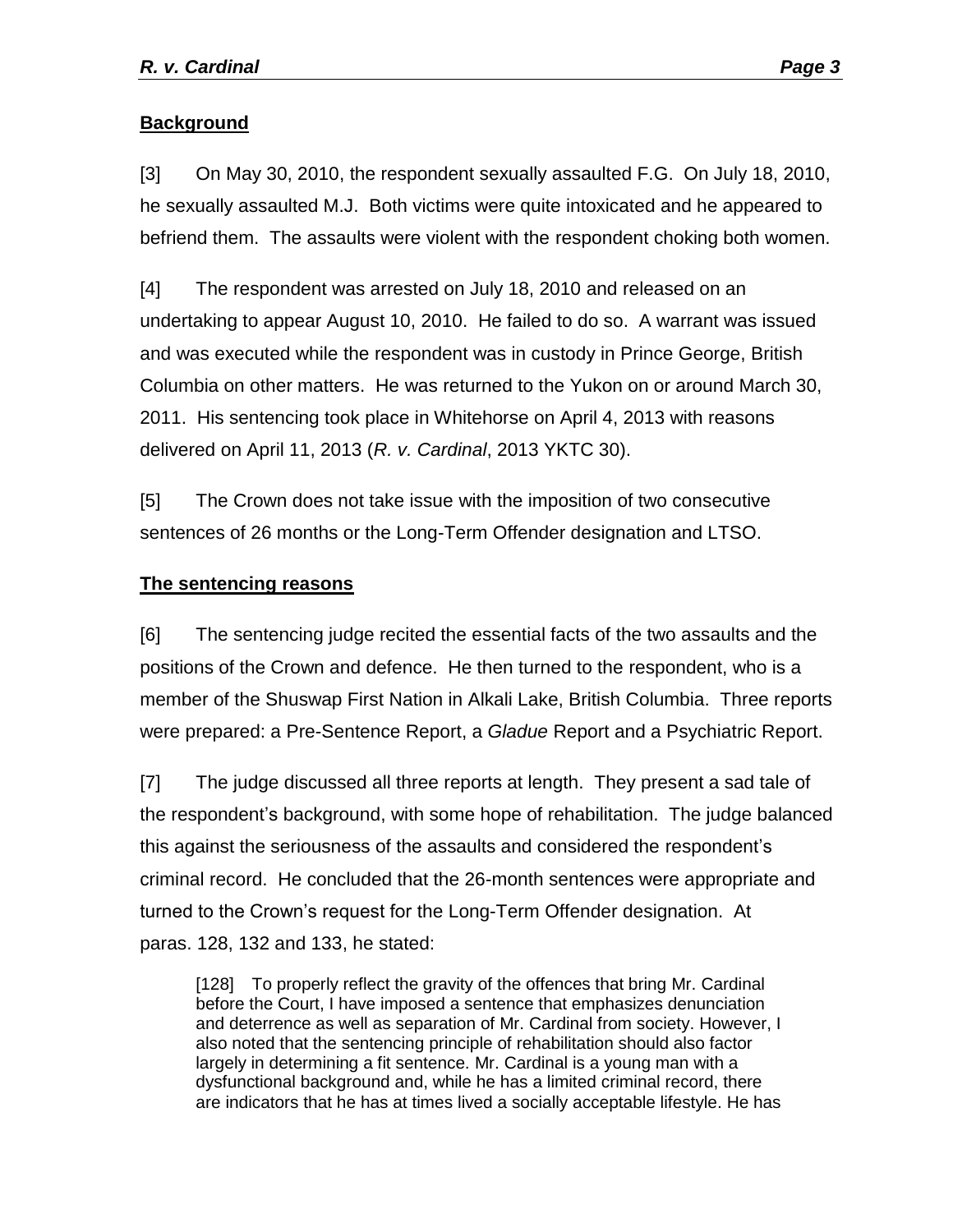**Background**

[3] On May 30, 2010, the respondent sexually assaulted F.G. On July 18, 2010, he sexually assaulted M.J. Both victims were quite intoxicated and he appeared to befriend them. The assaults were violent with the respondent choking both women.

[4] The respondent was arrested on July 18, 2010 and released on an undertaking to appear August 10, 2010. He failed to do so. A warrant was issued and was executed while the respondent was in custody in Prince George, British Columbia on other matters. He was returned to the Yukon on or around March 30, 2011. His sentencing took place in Whitehorse on April 4, 2013 with reasons delivered on April 11, 2013 (*R. v. Cardinal*, 2013 YKTC 30).

[5] The Crown does not take issue with the imposition of two consecutive sentences of 26 months or the Long-Term Offender designation and LTSO.

**The sentencing reasons**

[6] The sentencing judge recited the essential facts of the two assaults and the positions of the Crown and defence. He then turned to the respondent, who is a member of the Shuswap First Nation in Alkali Lake, British Columbia. Three reports were prepared: a Pre-Sentence Report, a *Gladue* Report and a Psychiatric Report.

[7] The judge discussed all three reports at length. They present a sad tale of the respondent's background, with some hope of rehabilitation. The judge balanced this against the seriousness of the assaults and considered the respondent's criminal record. He concluded that the 26-month sentences were appropriate and turned to the Crown's request for the Long-Term Offender designation. At paras. 128, 132 and 133, he stated:

> [128] To properly reflect the gravity of the offences that bring Mr. Cardinal before the Court, I have imposed a sentence that emphasizes denunciation and deterrence as well as separation of Mr. Cardinal from society. However, I also noted that the sentencing principle of rehabilitation should also factor largely in determining a fit sentence. Mr. Cardinal is a young man with a dysfunctional background and, while he has a limited criminal record, there are indicators that he has at times lived a socially acceptable lifestyle. He has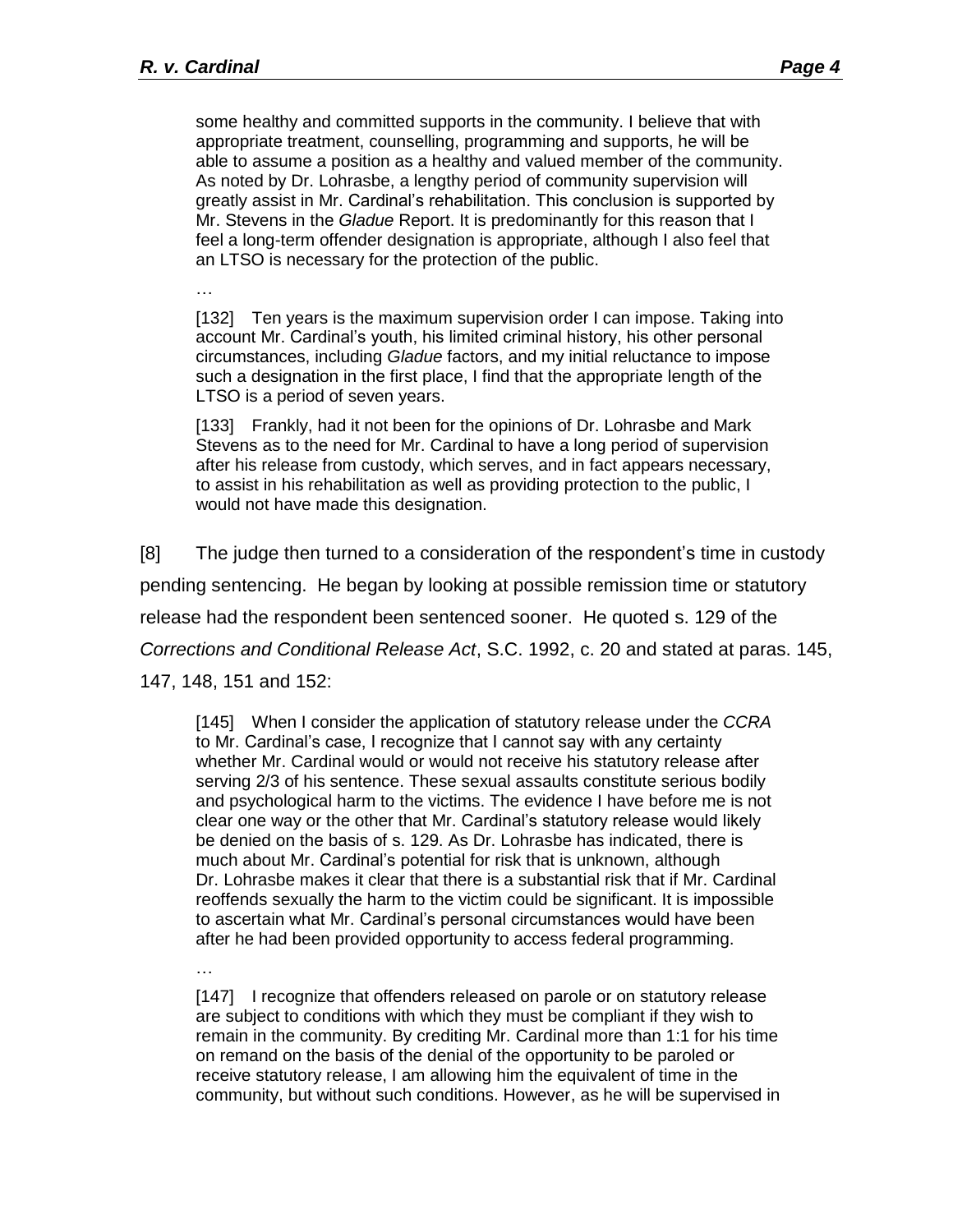> some healthy and committed supports in the community. I believe that with appropriate treatment, counselling, programming and supports, he will be able to assume a position as a healthy and valued member of the community. As noted by Dr. Lohrasbe, a lengthy period of community supervision will greatly assist in Mr. Cardinal's rehabilitation. This conclusion is supported by Mr. Stevens in the *Gladue* Report. It is predominantly for this reason that I feel a long-term offender designation is appropriate, although I also feel that an LTSO is necessary for the protection of the public.
>
> …
>
> [132] Ten years is the maximum supervision order I can impose. Taking into account Mr. Cardinal's youth, his limited criminal history, his other personal circumstances, including *Gladue* factors, and my initial reluctance to impose such a designation in the first place, I find that the appropriate length of the LTSO is a period of seven years.
>
> [133] Frankly, had it not been for the opinions of Dr. Lohrasbe and Mark Stevens as to the need for Mr. Cardinal to have a long period of supervision after his release from custody, which serves, and in fact appears necessary, to assist in his rehabilitation as well as providing protection to the public, I would not have made this designation.

[8] The judge then turned to a consideration of the respondent's time in custody pending sentencing. He began by looking at possible remission time or statutory release had the respondent been sentenced sooner. He quoted s. 129 of the *Corrections and Conditional Release Act*, S.C. 1992, c. 20 and stated at paras. 145, 147, 148, 151 and 152:

> [145] When I consider the application of statutory release under the *CCRA* to Mr. Cardinal's case, I recognize that I cannot say with any certainty whether Mr. Cardinal would or would not receive his statutory release after serving 2/3 of his sentence. These sexual assaults constitute serious bodily and psychological harm to the victims. The evidence I have before me is not clear one way or the other that Mr. Cardinal's statutory release would likely be denied on the basis of s. 129. As Dr. Lohrasbe has indicated, there is much about Mr. Cardinal's potential for risk that is unknown, although Dr. Lohrasbe makes it clear that there is a substantial risk that if Mr. Cardinal reoffends sexually the harm to the victim could be significant. It is impossible to ascertain what Mr. Cardinal's personal circumstances would have been after he had been provided opportunity to access federal programming.
>
> …
>
> [147] I recognize that offenders released on parole or on statutory release are subject to conditions with which they must be compliant if they wish to remain in the community. By crediting Mr. Cardinal more than 1:1 for his time on remand on the basis of the denial of the opportunity to be paroled or receive statutory release, I am allowing him the equivalent of time in the community, but without such conditions. However, as he will be supervised in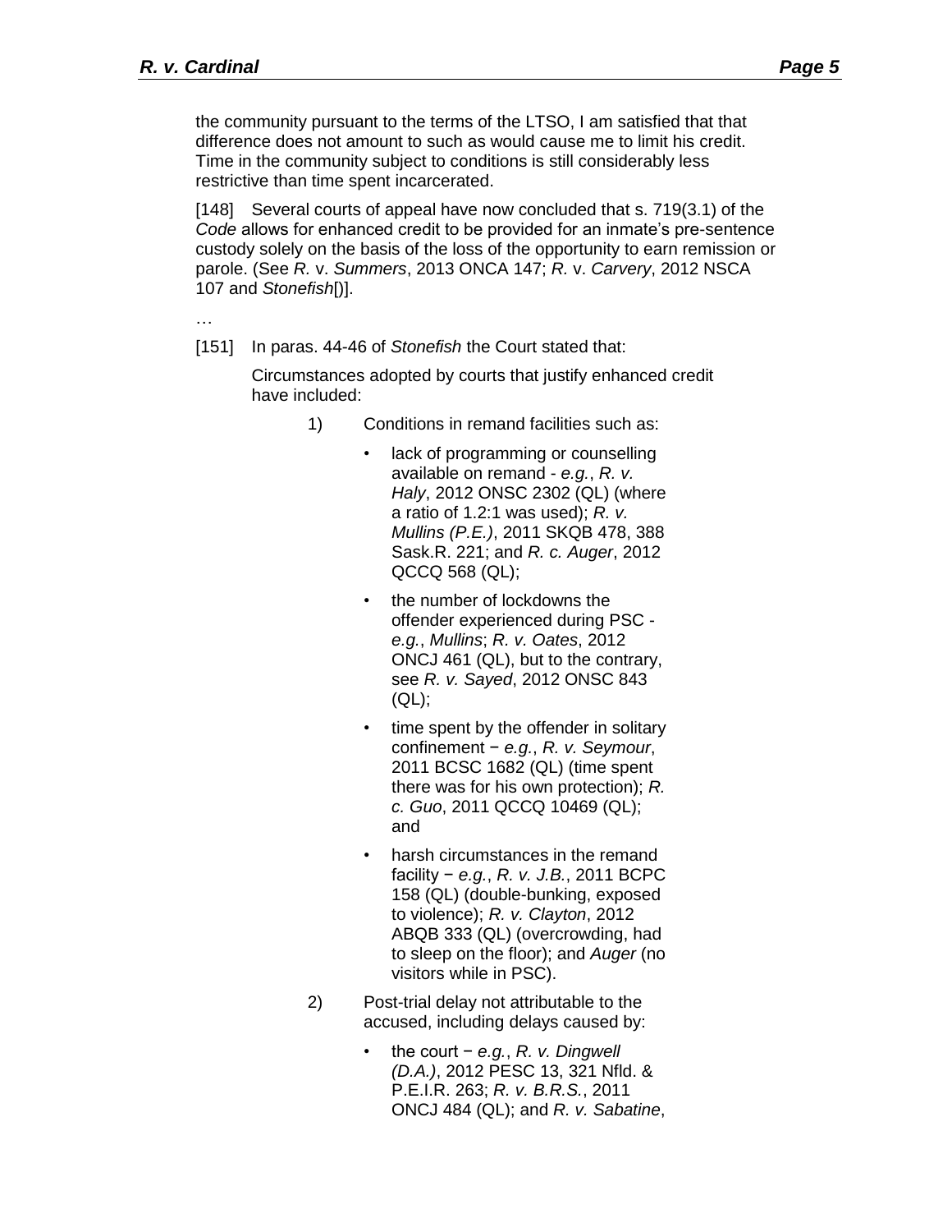the community pursuant to the terms of the LTSO, I am satisfied that that difference does not amount to such as would cause me to limit his credit. Time in the community subject to conditions is still considerably less restrictive than time spent incarcerated.

[148] Several courts of appeal have now concluded that s. 719(3.1) of the *Code* allows for enhanced credit to be provided for an inmate's pre-sentence custody solely on the basis of the loss of the opportunity to earn remission or parole. (See *R.* v. *Summers*, 2013 ONCA 147; *R.* v. *Carvery*, 2012 NSCA 107 and *Stonefish*[)].

…

[151] In paras. 44-46 of *Stonefish* the Court stated that:

> Circumstances adopted by courts that justify enhanced credit have included:
>
> 1) Conditions in remand facilities such as:
>
>    - lack of programming or counselling available on remand - *e.g.*, *R. v. Haly*, 2012 ONSC 2302 (QL) (where a ratio of 1.2:1 was used); *R. v. Mullins (P.E.)*, 2011 SKQB 478, 388 Sask.R. 221; and *R. c. Auger*, 2012 QCCQ 568 (QL);
>    - the number of lockdowns the offender experienced during PSC - *e.g.*, *Mullins*; *R. v. Oates*, 2012 ONCJ 461 (QL), but to the contrary, see *R. v. Sayed*, 2012 ONSC 843 (QL);
>    - time spent by the offender in solitary confinement − *e.g.*, *R. v. Seymour*, 2011 BCSC 1682 (QL) (time spent there was for his own protection); *R. c. Guo*, 2011 QCCQ 10469 (QL); and
>    - harsh circumstances in the remand facility − *e.g.*, *R. v. J.B.*, 2011 BCPC 158 (QL) (double-bunking, exposed to violence); *R. v. Clayton*, 2012 ABQB 333 (QL) (overcrowding, had to sleep on the floor); and *Auger* (no visitors while in PSC).
>
> 2) Post-trial delay not attributable to the accused, including delays caused by:
>
>    - the court − *e.g.*, *R. v. Dingwell (D.A.)*, 2012 PESC 13, 321 Nfld. & P.E.I.R. 263; *R. v. B.R.S.*, 2011 ONCJ 484 (QL); and *R. v. Sabatine*,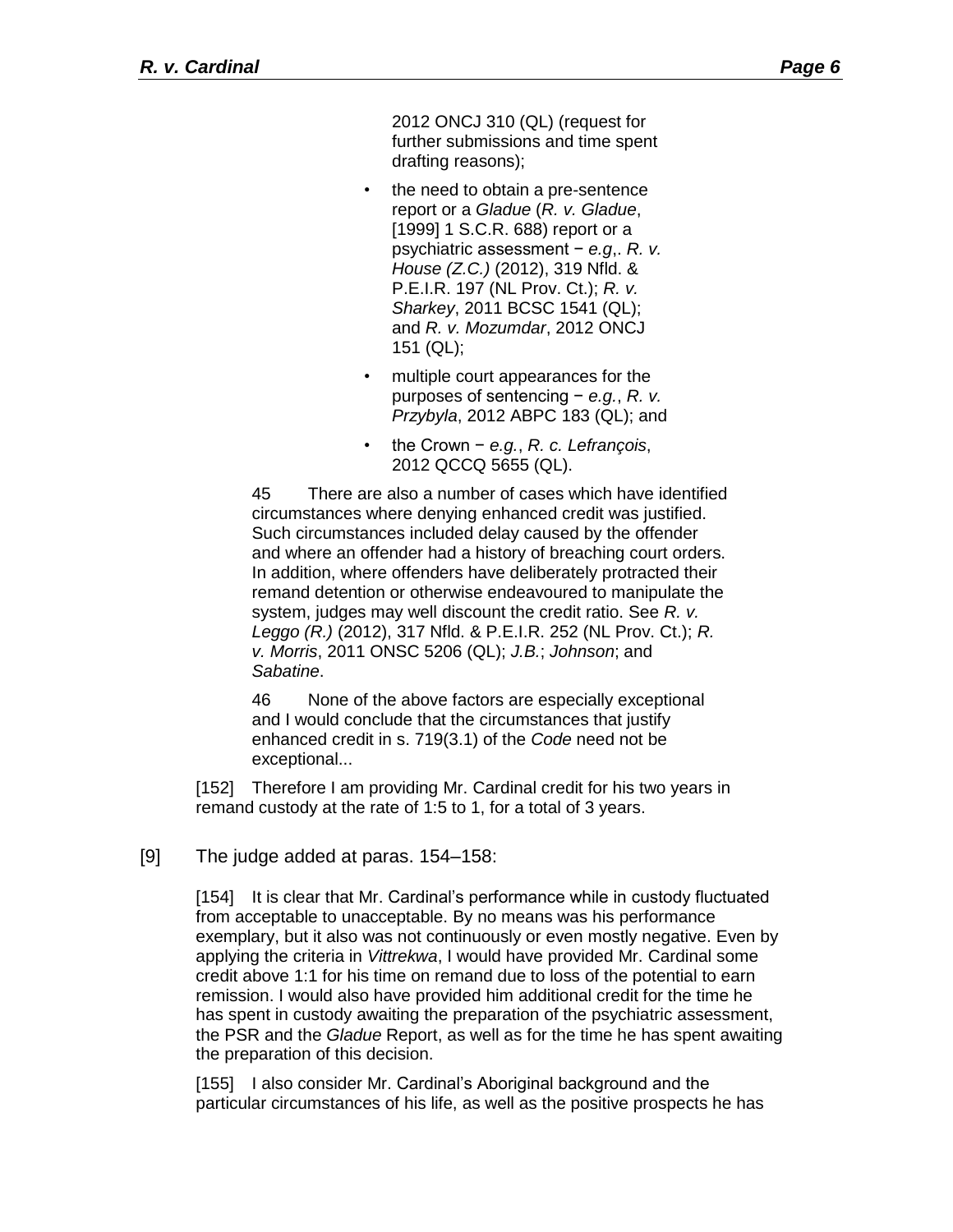> > 2012 ONCJ 310 (QL) (request for further submissions and time spent drafting reasons);
> >
> > - the need to obtain a pre-sentence report or a *Gladue* (*R. v. Gladue*, [1999] 1 S.C.R. 688) report or a psychiatric assessment − *e.g*,. *R. v. House (Z.C.)* (2012), 319 Nfld. & P.E.I.R. 197 (NL Prov. Ct.); *R. v. Sharkey*, 2011 BCSC 1541 (QL); and *R. v. Mozumdar*, 2012 ONCJ 151 (QL);
> > - multiple court appearances for the purposes of sentencing − *e.g.*, *R. v. Przybyla*, 2012 ABPC 183 (QL); and
> > - the Crown − *e.g.*, *R. c. Lefrançois*, 2012 QCCQ 5655 (QL).
> >
> > 45 There are also a number of cases which have identified circumstances where denying enhanced credit was justified. Such circumstances included delay caused by the offender and where an offender had a history of breaching court orders. In addition, where offenders have deliberately protracted their remand detention or otherwise endeavoured to manipulate the system, judges may well discount the credit ratio. See *R. v. Leggo (R.)* (2012), 317 Nfld. & P.E.I.R. 252 (NL Prov. Ct.); *R. v. Morris*, 2011 ONSC 5206 (QL); *J.B.*; *Johnson*; and *Sabatine*.
> >
> > 46 None of the above factors are especially exceptional and I would conclude that the circumstances that justify enhanced credit in s. 719(3.1) of the *Code* need not be exceptional...
>
> [152] Therefore I am providing Mr. Cardinal credit for his two years in remand custody at the rate of 1:5 to 1, for a total of 3 years.

[9] The judge added at paras. 154–158:

> [154] It is clear that Mr. Cardinal's performance while in custody fluctuated from acceptable to unacceptable. By no means was his performance exemplary, but it also was not continuously or even mostly negative. Even by applying the criteria in *Vittrekwa*, I would have provided Mr. Cardinal some credit above 1:1 for his time on remand due to loss of the potential to earn remission. I would also have provided him additional credit for the time he has spent in custody awaiting the preparation of the psychiatric assessment, the PSR and the *Gladue* Report, as well as for the time he has spent awaiting the preparation of this decision.
>
> [155] I also consider Mr. Cardinal's Aboriginal background and the particular circumstances of his life, as well as the positive prospects he has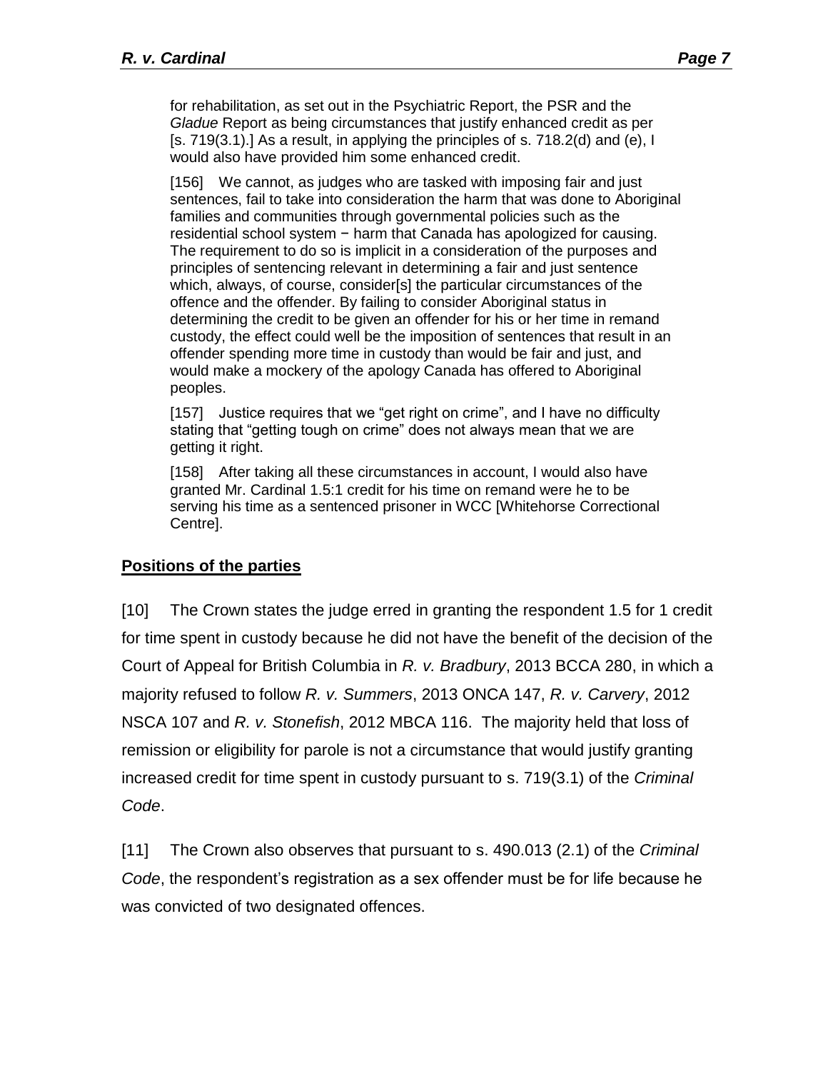> for rehabilitation, as set out in the Psychiatric Report, the PSR and the *Gladue* Report as being circumstances that justify enhanced credit as per [s. 719(3.1).] As a result, in applying the principles of s. 718.2(d) and (e), I would also have provided him some enhanced credit.
>
> [156] We cannot, as judges who are tasked with imposing fair and just sentences, fail to take into consideration the harm that was done to Aboriginal families and communities through governmental policies such as the residential school system − harm that Canada has apologized for causing. The requirement to do so is implicit in a consideration of the purposes and principles of sentencing relevant in determining a fair and just sentence which, always, of course, consider[s] the particular circumstances of the offence and the offender. By failing to consider Aboriginal status in determining the credit to be given an offender for his or her time in remand custody, the effect could well be the imposition of sentences that result in an offender spending more time in custody than would be fair and just, and would make a mockery of the apology Canada has offered to Aboriginal peoples.
>
> [157] Justice requires that we "get right on crime", and I have no difficulty stating that "getting tough on crime" does not always mean that we are getting it right.
>
> [158] After taking all these circumstances in account, I would also have granted Mr. Cardinal 1.5:1 credit for his time on remand were he to be serving his time as a sentenced prisoner in WCC [Whitehorse Correctional Centre].

**<u>Positions of the parties</u>**

[10] The Crown states the judge erred in granting the respondent 1.5 for 1 credit for time spent in custody because he did not have the benefit of the decision of the Court of Appeal for British Columbia in *R. v. Bradbury*, 2013 BCCA 280, in which a majority refused to follow *R. v. Summers*, 2013 ONCA 147, *R. v. Carvery*, 2012 NSCA 107 and *R. v. Stonefish*, 2012 MBCA 116. The majority held that loss of remission or eligibility for parole is not a circumstance that would justify granting increased credit for time spent in custody pursuant to s. 719(3.1) of the *Criminal Code*.

[11] The Crown also observes that pursuant to s. 490.013 (2.1) of the *Criminal Code*, the respondent's registration as a sex offender must be for life because he was convicted of two designated offences.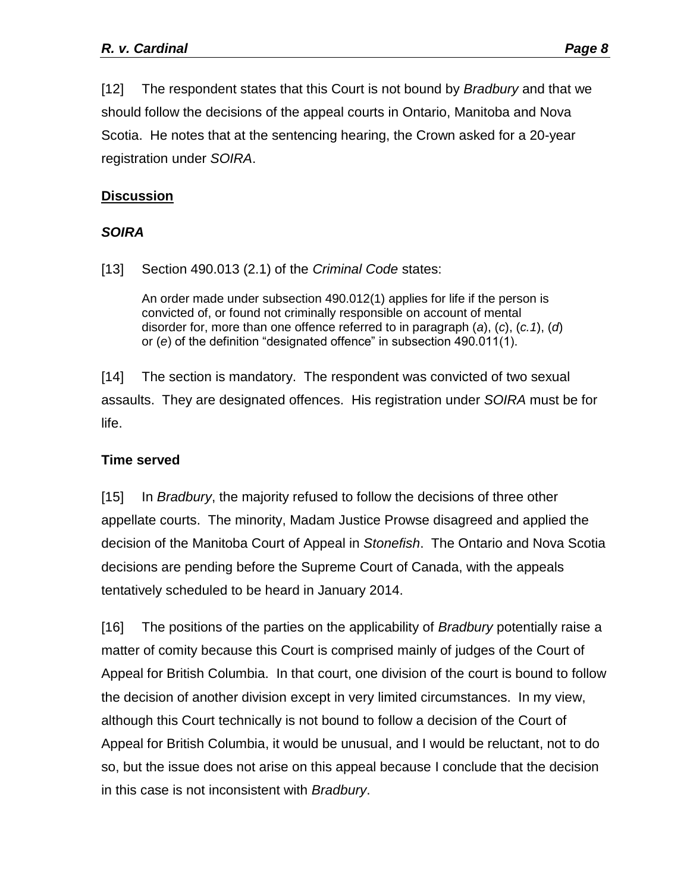[12] The respondent states that this Court is not bound by *Bradbury* and that we should follow the decisions of the appeal courts in Ontario, Manitoba and Nova Scotia. He notes that at the sentencing hearing, the Crown asked for a 20-year registration under *SOIRA*.

## Discussion

### *SOIRA*

[13] Section 490.013 (2.1) of the *Criminal Code* states:

> An order made under subsection 490.012(1) applies for life if the person is convicted of, or found not criminally responsible on account of mental disorder for, more than one offence referred to in paragraph (*a*), (*c*), (*c.1*), (*d*) or (*e*) of the definition "designated offence" in subsection 490.011(1).

[14] The section is mandatory. The respondent was convicted of two sexual assaults. They are designated offences. His registration under *SOIRA* must be for life.

### Time served

[15] In *Bradbury*, the majority refused to follow the decisions of three other appellate courts. The minority, Madam Justice Prowse disagreed and applied the decision of the Manitoba Court of Appeal in *Stonefish*. The Ontario and Nova Scotia decisions are pending before the Supreme Court of Canada, with the appeals tentatively scheduled to be heard in January 2014.

[16] The positions of the parties on the applicability of *Bradbury* potentially raise a matter of comity because this Court is comprised mainly of judges of the Court of Appeal for British Columbia. In that court, one division of the court is bound to follow the decision of another division except in very limited circumstances. In my view, although this Court technically is not bound to follow a decision of the Court of Appeal for British Columbia, it would be unusual, and I would be reluctant, not to do so, but the issue does not arise on this appeal because I conclude that the decision in this case is not inconsistent with *Bradbury*.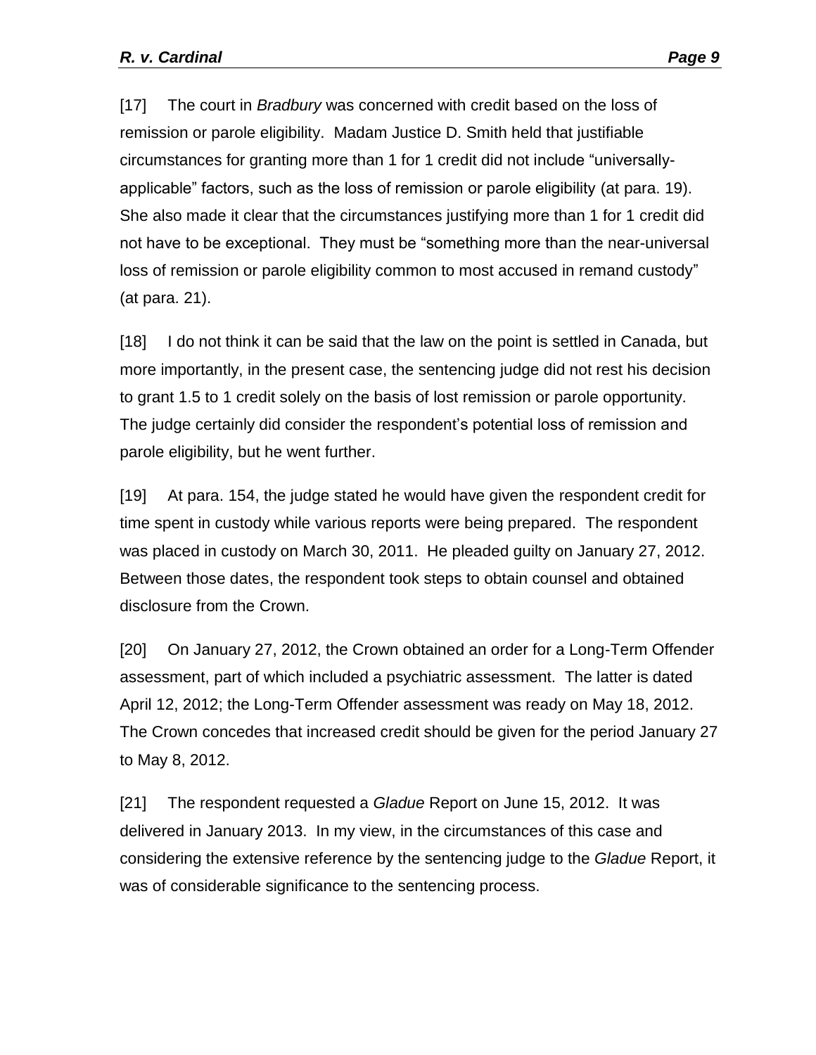[17] The court in *Bradbury* was concerned with credit based on the loss of remission or parole eligibility. Madam Justice D. Smith held that justifiable circumstances for granting more than 1 for 1 credit did not include "universally-applicable" factors, such as the loss of remission or parole eligibility (at para. 19). She also made it clear that the circumstances justifying more than 1 for 1 credit did not have to be exceptional. They must be "something more than the near-universal loss of remission or parole eligibility common to most accused in remand custody" (at para. 21).

[18] I do not think it can be said that the law on the point is settled in Canada, but more importantly, in the present case, the sentencing judge did not rest his decision to grant 1.5 to 1 credit solely on the basis of lost remission or parole opportunity. The judge certainly did consider the respondent's potential loss of remission and parole eligibility, but he went further.

[19] At para. 154, the judge stated he would have given the respondent credit for time spent in custody while various reports were being prepared. The respondent was placed in custody on March 30, 2011. He pleaded guilty on January 27, 2012. Between those dates, the respondent took steps to obtain counsel and obtained disclosure from the Crown.

[20] On January 27, 2012, the Crown obtained an order for a Long-Term Offender assessment, part of which included a psychiatric assessment. The latter is dated April 12, 2012; the Long-Term Offender assessment was ready on May 18, 2012. The Crown concedes that increased credit should be given for the period January 27 to May 8, 2012.

[21] The respondent requested a *Gladue* Report on June 15, 2012. It was delivered in January 2013. In my view, in the circumstances of this case and considering the extensive reference by the sentencing judge to the *Gladue* Report, it was of considerable significance to the sentencing process.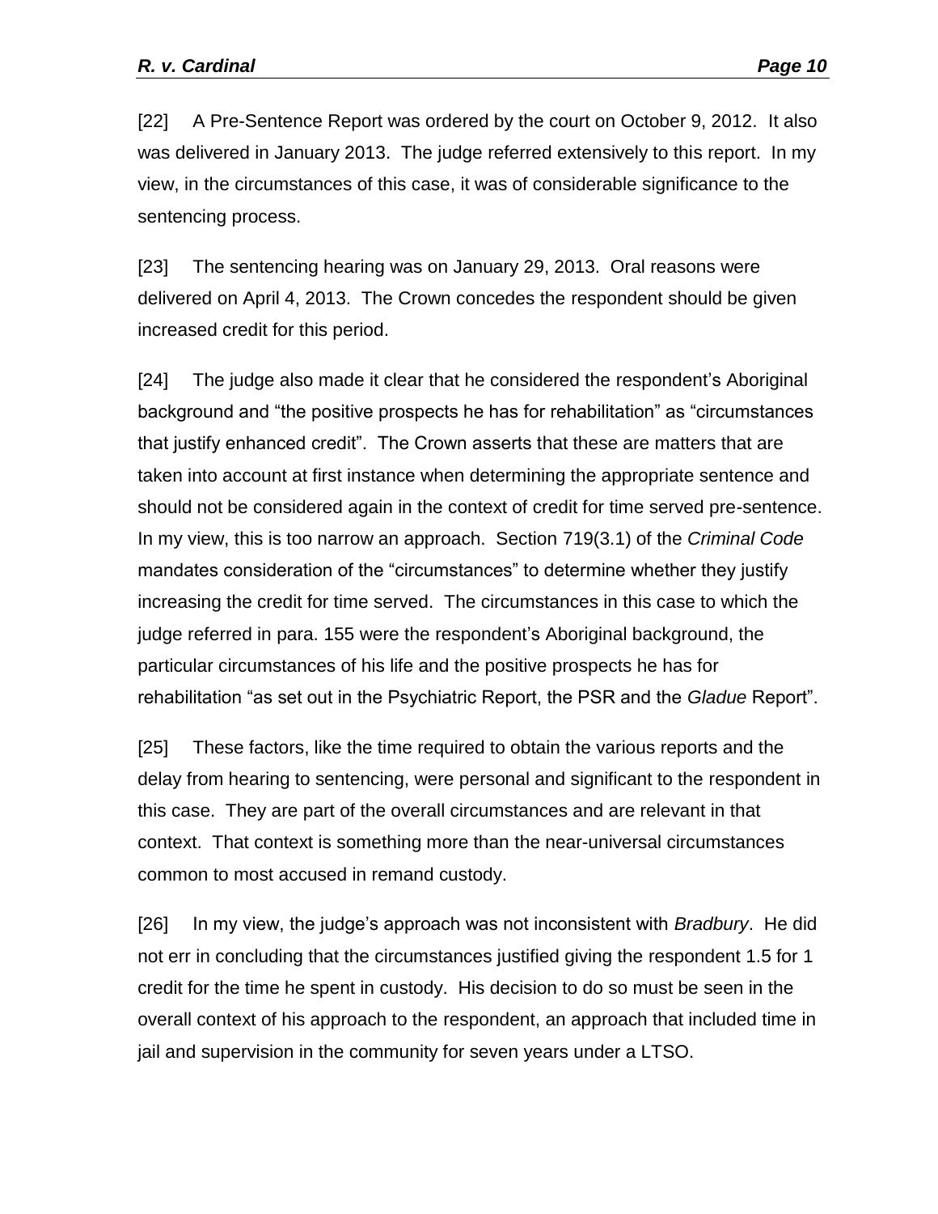[22] A Pre-Sentence Report was ordered by the court on October 9, 2012. It also was delivered in January 2013. The judge referred extensively to this report. In my view, in the circumstances of this case, it was of considerable significance to the sentencing process.

[23] The sentencing hearing was on January 29, 2013. Oral reasons were delivered on April 4, 2013. The Crown concedes the respondent should be given increased credit for this period.

[24] The judge also made it clear that he considered the respondent's Aboriginal background and "the positive prospects he has for rehabilitation" as "circumstances that justify enhanced credit". The Crown asserts that these are matters that are taken into account at first instance when determining the appropriate sentence and should not be considered again in the context of credit for time served pre-sentence. In my view, this is too narrow an approach. Section 719(3.1) of the *Criminal Code* mandates consideration of the "circumstances" to determine whether they justify increasing the credit for time served. The circumstances in this case to which the judge referred in para. 155 were the respondent's Aboriginal background, the particular circumstances of his life and the positive prospects he has for rehabilitation "as set out in the Psychiatric Report, the PSR and the *Gladue* Report".

[25] These factors, like the time required to obtain the various reports and the delay from hearing to sentencing, were personal and significant to the respondent in this case. They are part of the overall circumstances and are relevant in that context. That context is something more than the near-universal circumstances common to most accused in remand custody.

[26] In my view, the judge's approach was not inconsistent with *Bradbury*. He did not err in concluding that the circumstances justified giving the respondent 1.5 for 1 credit for the time he spent in custody. His decision to do so must be seen in the overall context of his approach to the respondent, an approach that included time in jail and supervision in the community for seven years under a LTSO.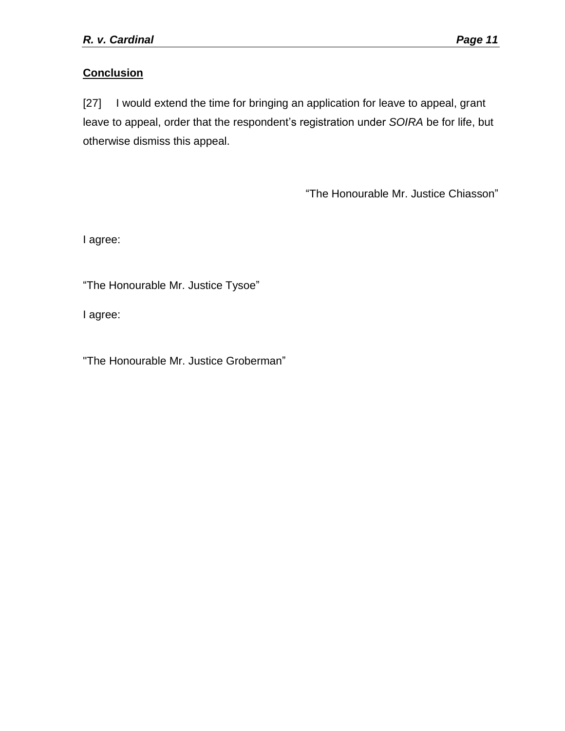## Conclusion

[27] I would extend the time for bringing an application for leave to appeal, grant leave to appeal, order that the respondent's registration under *SOIRA* be for life, but otherwise dismiss this appeal.

"The Honourable Mr. Justice Chiasson"

I agree:

"The Honourable Mr. Justice Tysoe"

I agree:

"The Honourable Mr. Justice Groberman"